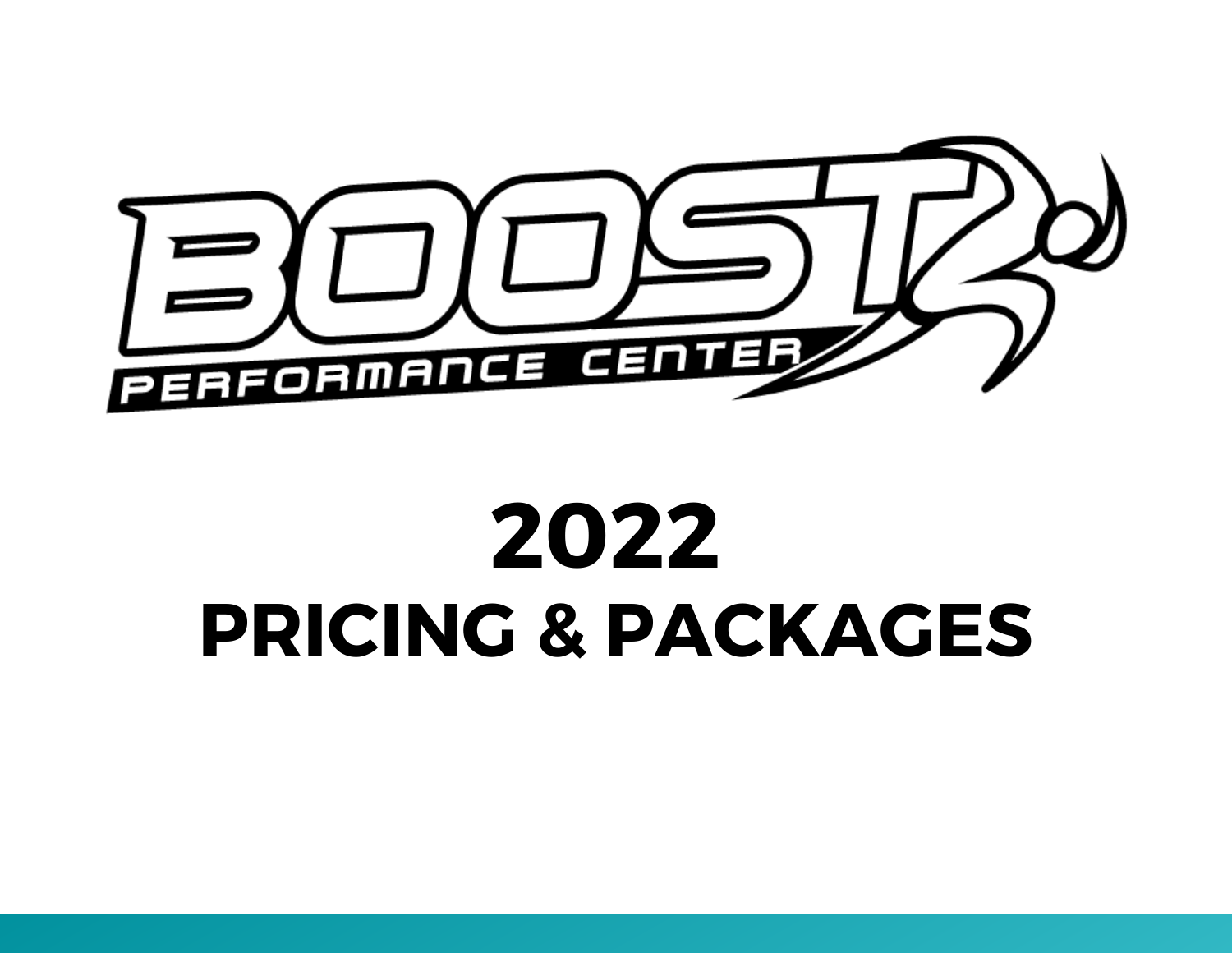BOOST PERFORMANCE CENTER

# 2022
# PRICING & PACKAGES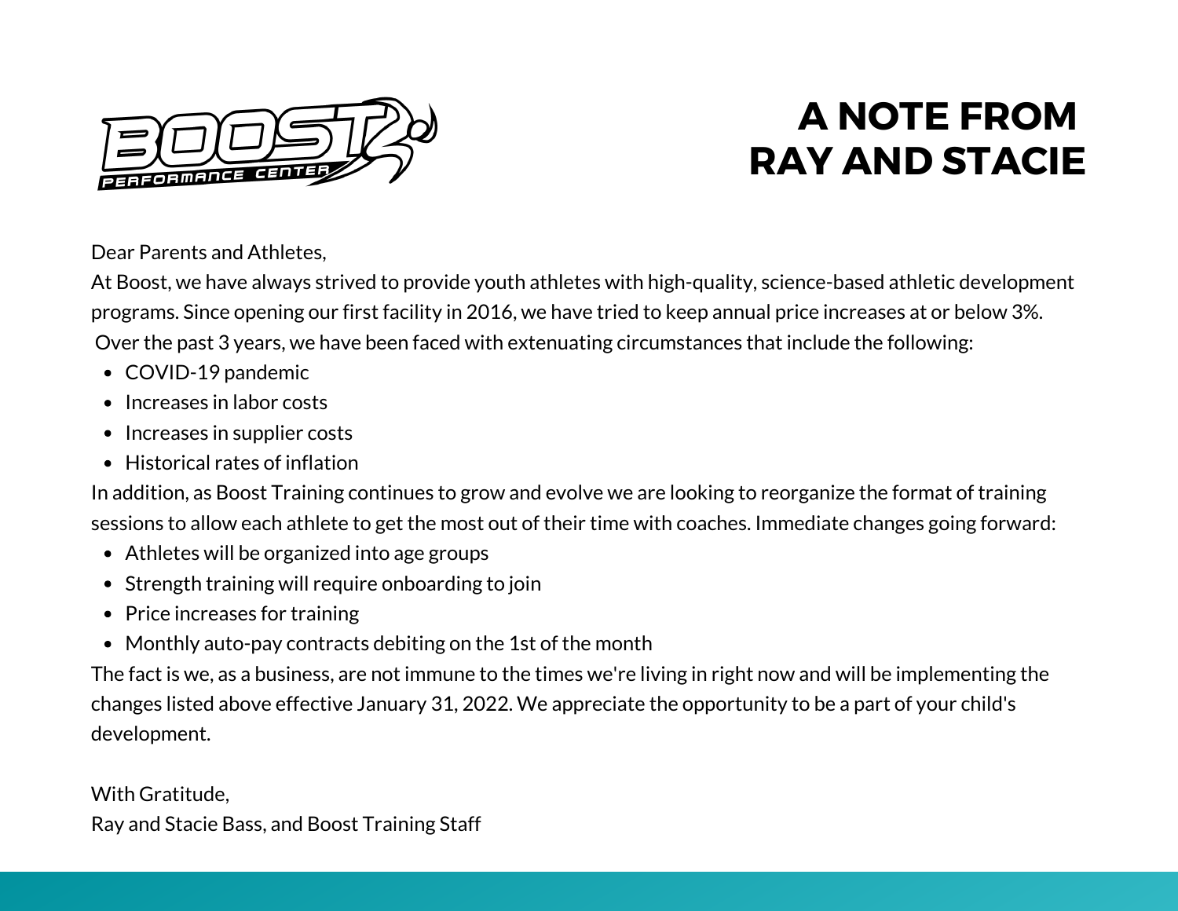# A NOTE FROM RAY AND STACIE

Dear Parents and Athletes,

At Boost, we have always strived to provide youth athletes with high-quality, science-based athletic development programs. Since opening our first facility in 2016, we have tried to keep annual price increases at or below 3%. Over the past 3 years, we have been faced with extenuating circumstances that include the following:

- COVID-19 pandemic
- Increases in labor costs
- Increases in supplier costs
- Historical rates of inflation

In addition, as Boost Training continues to grow and evolve we are looking to reorganize the format of training sessions to allow each athlete to get the most out of their time with coaches. Immediate changes going forward:

- Athletes will be organized into age groups
- Strength training will require onboarding to join
- Price increases for training
- Monthly auto-pay contracts debiting on the 1st of the month

The fact is we, as a business, are not immune to the times we're living in right now and will be implementing the changes listed above effective January 31, 2022. We appreciate the opportunity to be a part of your child's development.

With Gratitude,
Ray and Stacie Bass, and Boost Training Staff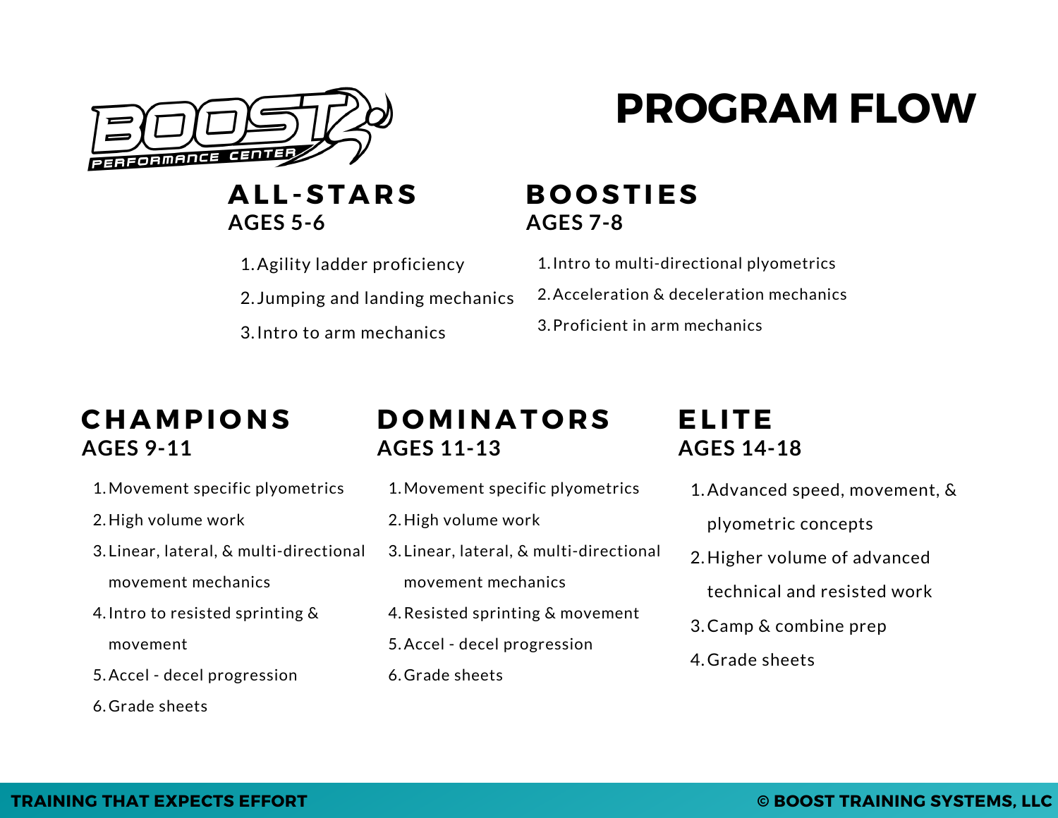# PROGRAM FLOW

## ALL-STARS
### AGES 5-6

1. Agility ladder proficiency
2. Jumping and landing mechanics
3. Intro to arm mechanics

## BOOSTIES
### AGES 7-8

1. Intro to multi-directional plyometrics
2. Acceleration & deceleration mechanics
3. Proficient in arm mechanics

## CHAMPIONS
### AGES 9-11

1. Movement specific plyometrics
2. High volume work
3. Linear, lateral, & multi-directional movement mechanics
4. Intro to resisted sprinting & movement
5. Accel - decel progression
6. Grade sheets

## DOMINATORS
### AGES 11-13

1. Movement specific plyometrics
2. High volume work
3. Linear, lateral, & multi-directional movement mechanics
4. Resisted sprinting & movement
5. Accel - decel progression
6. Grade sheets

## ELITE
### AGES 14-18

1. Advanced speed, movement, & plyometric concepts
2. Higher volume of advanced technical and resisted work
3. Camp & combine prep
4. Grade sheets

**TRAINING THAT EXPECTS EFFORT**

**© BOOST TRAINING SYSTEMS, LLC**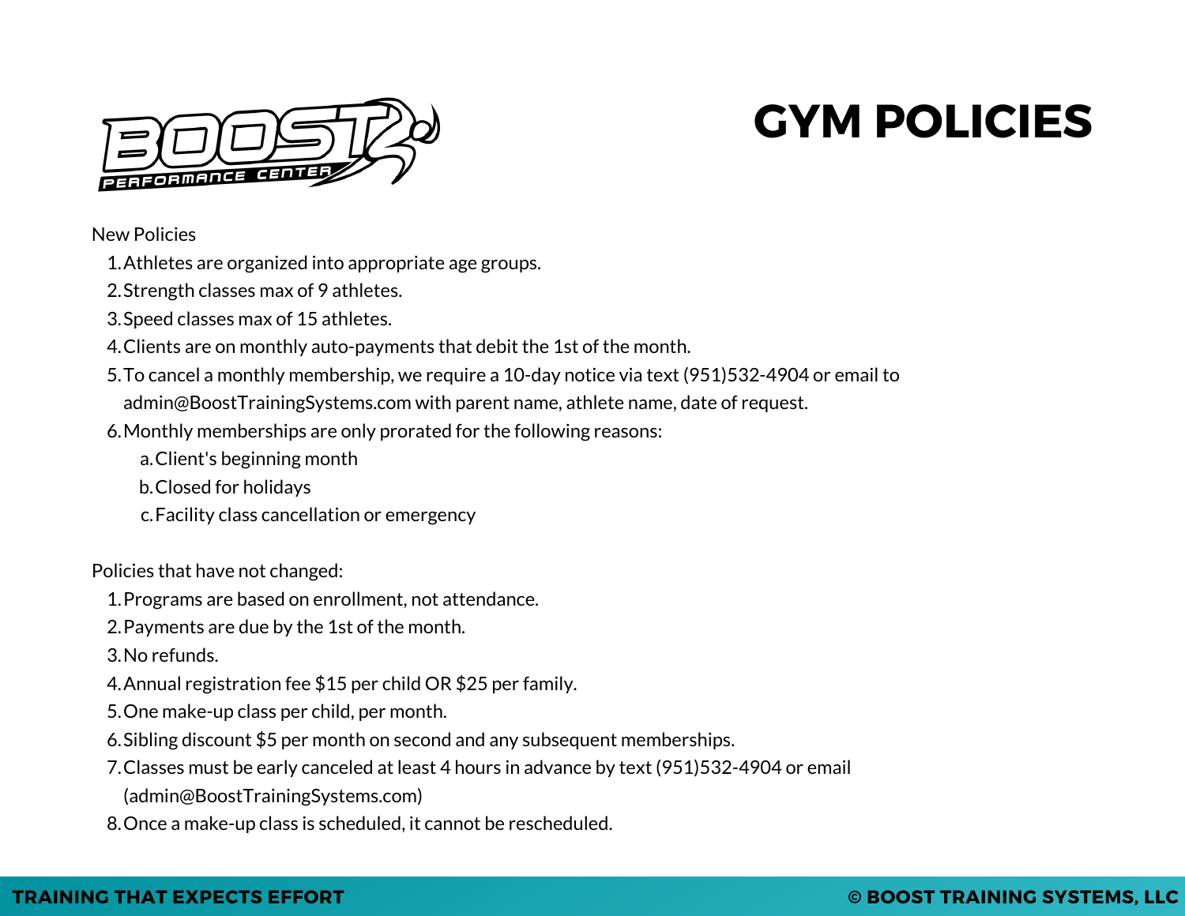# GYM POLICIES

New Policies

1. Athletes are organized into appropriate age groups.
2. Strength classes max of 9 athletes.
3. Speed classes max of 15 athletes.
4. Clients are on monthly auto-payments that debit the 1st of the month.
5. To cancel a monthly membership, we require a 10-day notice via text (951)532-4904 or email to admin@BoostTrainingSystems.com with parent name, athlete name, date of request.
6. Monthly memberships are only prorated for the following reasons:
   a. Client's beginning month
   b. Closed for holidays
   c. Facility class cancellation or emergency

Policies that have not changed:

1. Programs are based on enrollment, not attendance.
2. Payments are due by the 1st of the month.
3. No refunds.
4. Annual registration fee $15 per child OR $25 per family.
5. One make-up class per child, per month.
6. Sibling discount $5 per month on second and any subsequent memberships.
7. Classes must be early canceled at least 4 hours in advance by text (951)532-4904 or email (admin@BoostTrainingSystems.com)
8. Once a make-up class is scheduled, it cannot be rescheduled.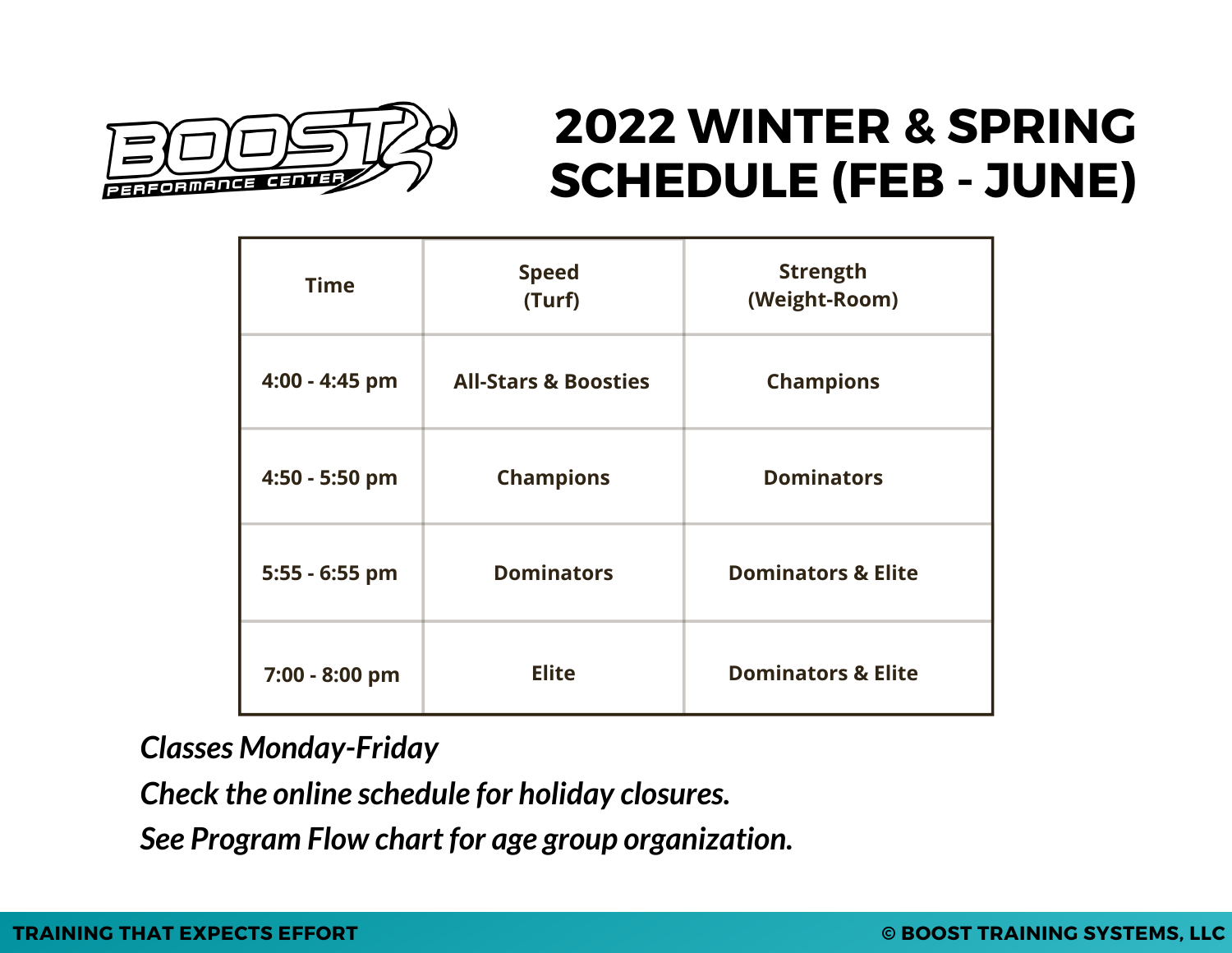# 2022 WINTER & SPRING SCHEDULE (FEB - JUNE)

| Time | Speed (Turf) | Strength (Weight-Room) |
| --- | --- | --- |
| 4:00 - 4:45 pm | All-Stars & Boosties | Champions |
| 4:50 - 5:50 pm | Champions | Dominators |
| 5:55 - 6:55 pm | Dominators | Dominators & Elite |
| 7:00 - 8:00 pm | Elite | Dominators & Elite |

*Classes Monday-Friday*

*Check the online schedule for holiday closures.*

*See Program Flow chart for age group organization.*

**TRAINING THAT EXPECTS EFFORT**

**© BOOST TRAINING SYSTEMS, LLC**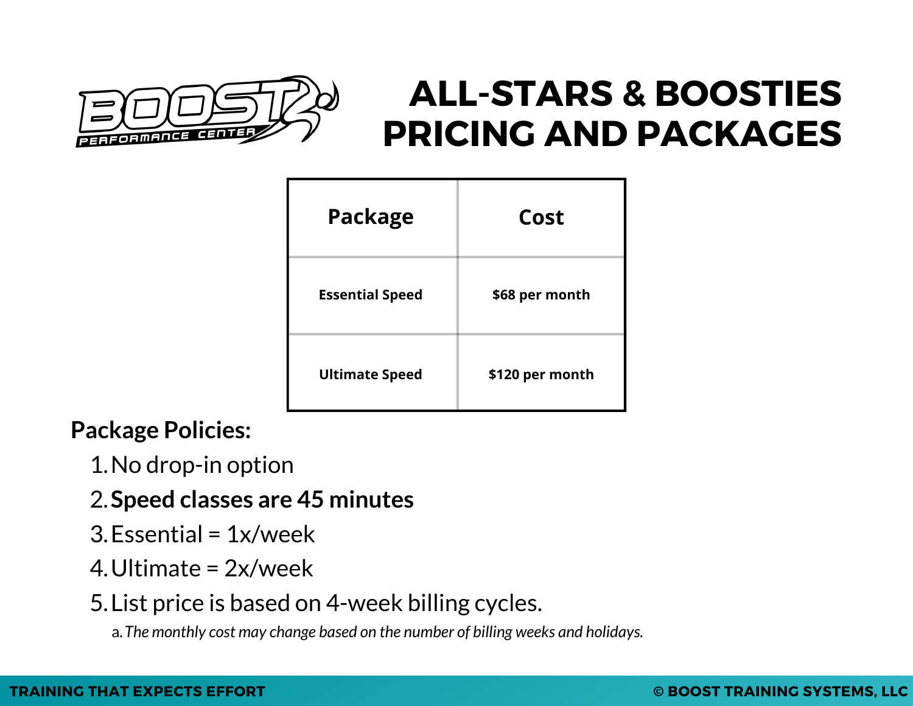# ALL-STARS & BOOSTIES PRICING AND PACKAGES

| Package | Cost |
|---|---|
| Essential Speed | $68 per month |
| Ultimate Speed | $120 per month |

**Package Policies:**

1. No drop-in option
2. **Speed classes are 45 minutes**
3. Essential = 1x/week
4. Ultimate = 2x/week
5. List price is based on 4-week billing cycles.
   a. *The monthly cost may change based on the number of billing weeks and holidays.*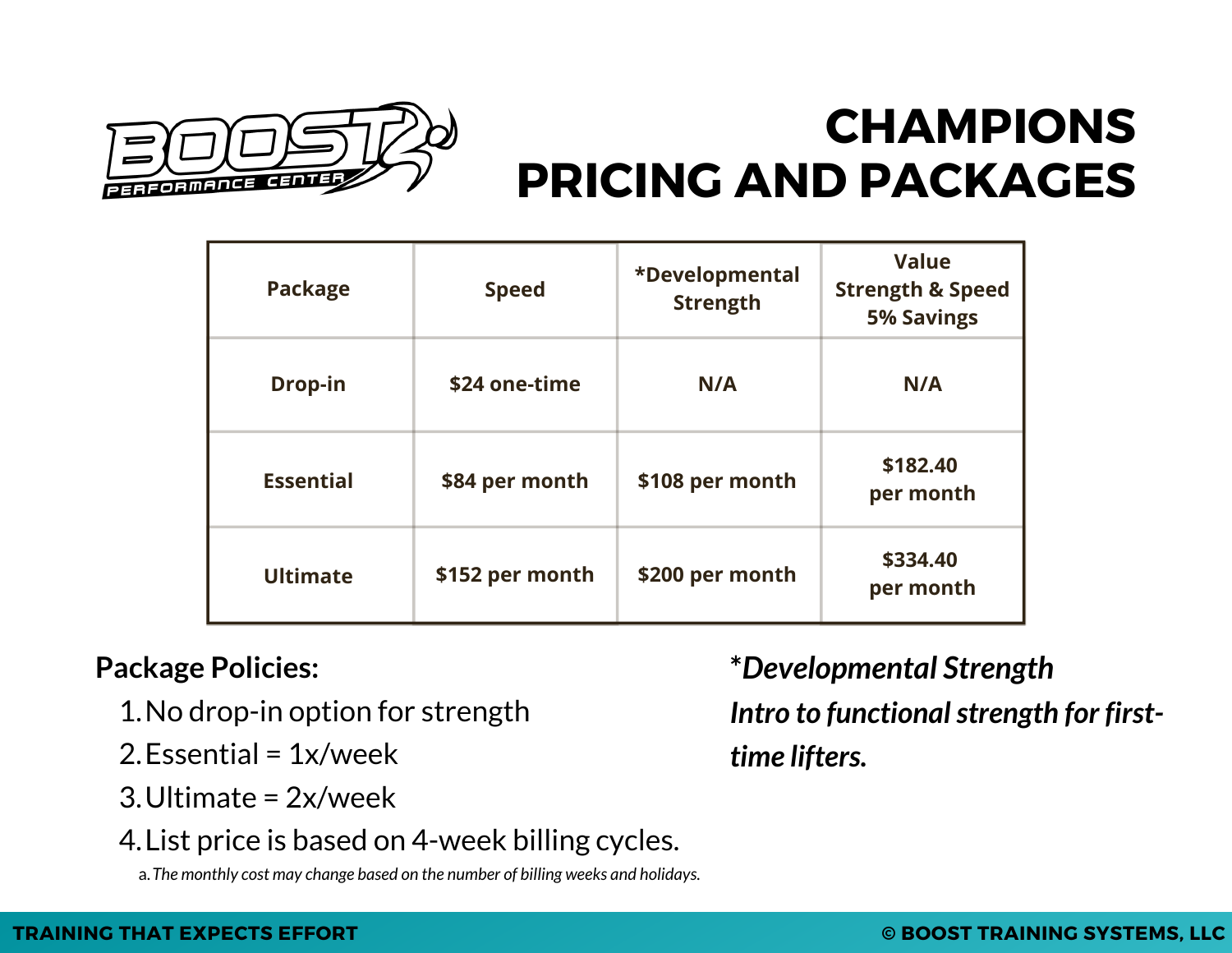# CHAMPIONS PRICING AND PACKAGES

| Package | Speed | *Developmental Strength | Value Strength & Speed 5% Savings |
|---|---|---|---|
| Drop-in | $24 one-time | N/A | N/A |
| Essential | $84 per month | $108 per month | $182.40 per month |
| Ultimate | $152 per month | $200 per month | $334.40 per month |

**Package Policies:**

1. No drop-in option for strength
2. Essential = 1x/week
3. Ultimate = 2x/week
4. List price is based on 4-week billing cycles.
   a. *The monthly cost may change based on the number of billing weeks and holidays.*

***Developmental Strength***

***Intro to functional strength for first-time lifters.***

**TRAINING THAT EXPECTS EFFORT**

**© BOOST TRAINING SYSTEMS, LLC**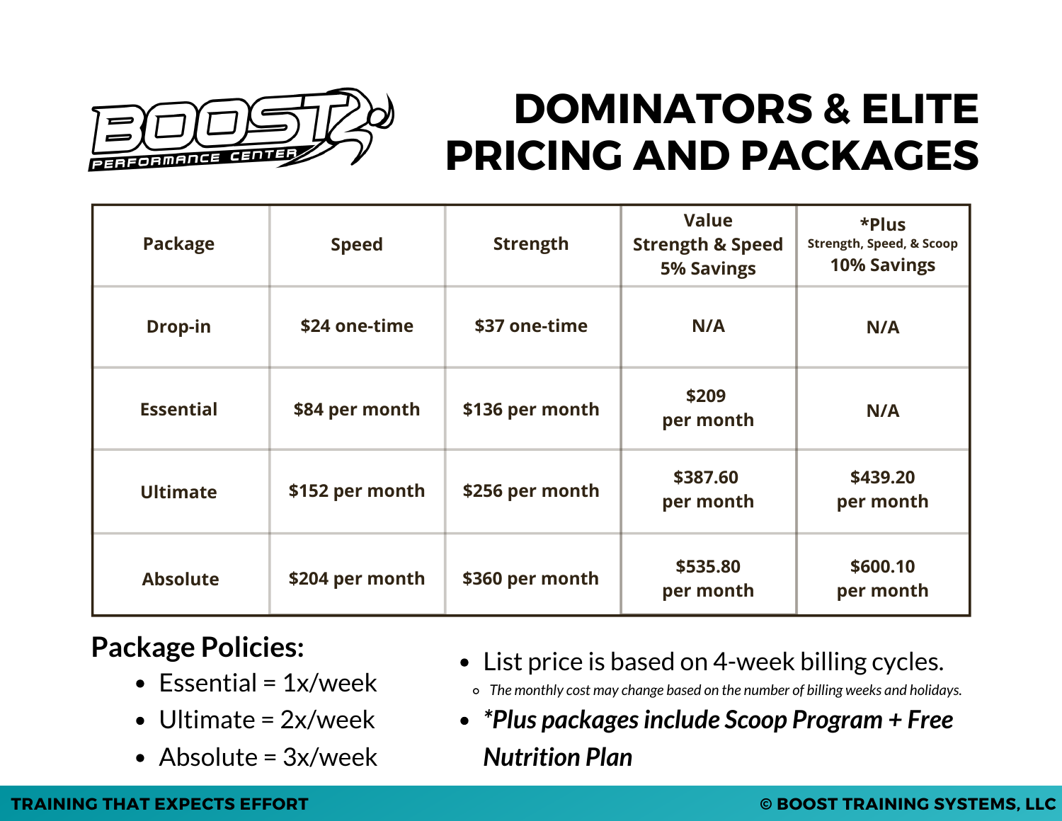# DOMINATORS & ELITE PRICING AND PACKAGES

| Package | Speed | Strength | Value<br>Strength & Speed<br>5% Savings | *Plus<br>Strength, Speed, & Scoop<br>10% Savings |
|---|---|---|---|---|
| Drop-in | $24 one-time | $37 one-time | N/A | N/A |
| Essential | $84 per month | $136 per month | $209 per month | N/A |
| Ultimate | $152 per month | $256 per month | $387.60 per month | $439.20 per month |
| Absolute | $204 per month | $360 per month | $535.80 per month | $600.10 per month |

## Package Policies:

- Essential = 1x/week
- Ultimate = 2x/week
- Absolute = 3x/week

- List price is based on 4-week billing cycles.
  - *The monthly cost may change based on the number of billing weeks and holidays.*
- ***Plus packages include Scoop Program + Free Nutrition Plan**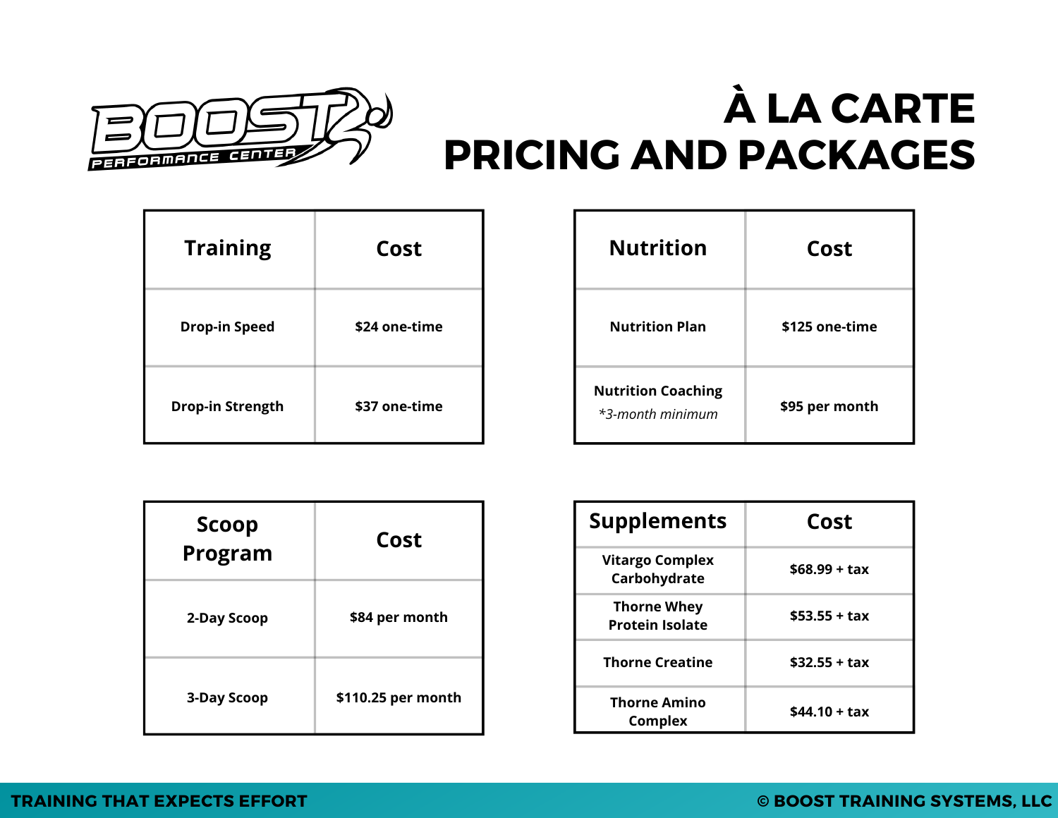# À LA CARTE PRICING AND PACKAGES

| Training | Cost |
| --- | --- |
| Drop-in Speed | $24 one-time |
| Drop-in Strength | $37 one-time |

| Nutrition | Cost |
| --- | --- |
| Nutrition Plan | $125 one-time |
| Nutrition Coaching *3-month minimum* | $95 per month |

| Scoop Program | Cost |
| --- | --- |
| 2-Day Scoop | $84 per month |
| 3-Day Scoop | $110.25 per month |

| Supplements | Cost |
| --- | --- |
| Vitargo Complex Carbohydrate | $68.99 + tax |
| Thorne Whey Protein Isolate | $53.55 + tax |
| Thorne Creatine | $32.55 + tax |
| Thorne Amino Complex | $44.10 + tax |

TRAINING THAT EXPECTS EFFORT

© BOOST TRAINING SYSTEMS, LLC